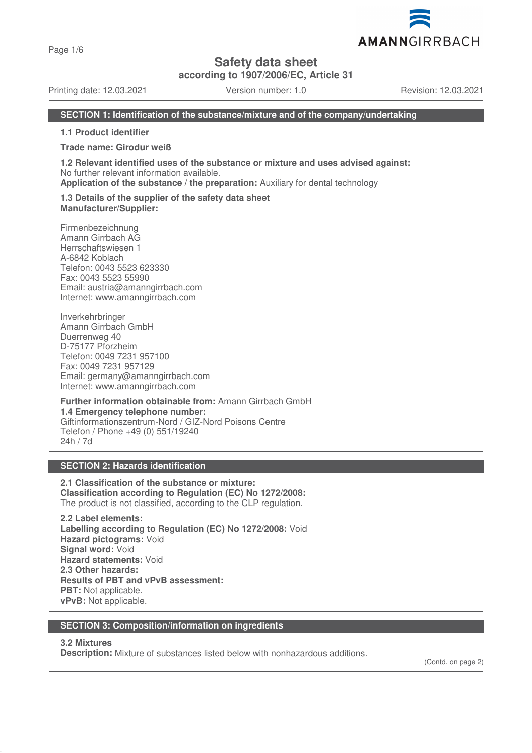# Safety data sheet

**according to 1907/2006/EC, Article 31**

Printing date: 12.03.2021 Version number: 1.0 Revision: 12.03.2021

## SECTION 1: Identification of the substance/mixture and of the company/undertaking

**1.1 Product identifier**

**Trade name: Girodur weiß**

**1.2 Relevant identified uses of the substance or mixture and uses advised against:**
No further relevant information available.
**Application of the substance / the preparation:** Auxiliary for dental technology

**1.3 Details of the supplier of the safety data sheet**
**Manufacturer/Supplier:**

Firmenbezeichnung
Amann Girrbach AG
Herrschaftswiesen 1
A-6842 Koblach
Telefon: 0043 5523 623330
Fax: 0043 5523 55990
Email: austria@amanngirrbach.com
Internet: www.amanngirrbach.com

Inverkehrbringer
Amann Girrbach GmbH
Duerrenweg 40
D-75177 Pforzheim
Telefon: 0049 7231 957100
Fax: 0049 7231 957129
Email: germany@amanngirrbach.com
Internet: www.amanngirrbach.com

**Further information obtainable from:** Amann Girrbach GmbH
**1.4 Emergency telephone number:**
Giftinformationszentrum-Nord / GIZ-Nord Poisons Centre
Telefon / Phone +49 (0) 551/19240
24h / 7d

## SECTION 2: Hazards identification

**2.1 Classification of the substance or mixture:**
**Classification according to Regulation (EC) No 1272/2008:**
The product is not classified, according to the CLP regulation.

**2.2 Label elements:**
**Labelling according to Regulation (EC) No 1272/2008:** Void
**Hazard pictograms:** Void
**Signal word:** Void
**Hazard statements:** Void
**2.3 Other hazards:**
**Results of PBT and vPvB assessment:**
**PBT:** Not applicable.
**vPvB:** Not applicable.

## SECTION 3: Composition/information on ingredients

**3.2 Mixtures**
**Description:** Mixture of substances listed below with nonhazardous additions.

(Contd. on page 2)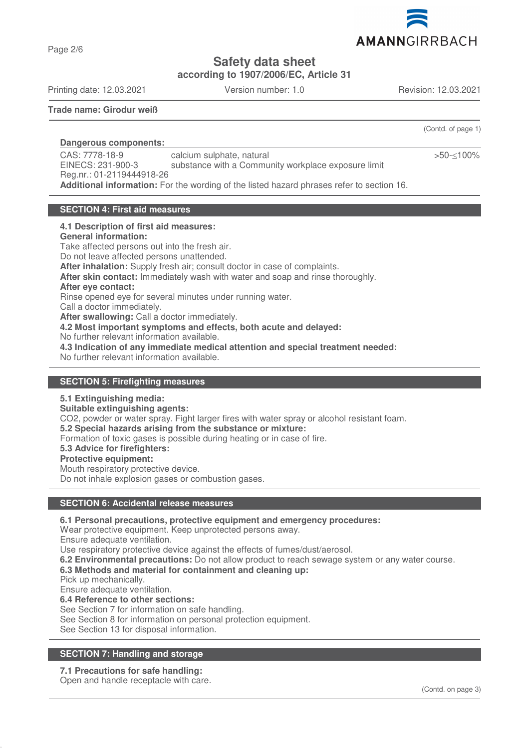**Trade name: Girodur weiß**

(Contd. of page 1)

**Dangerous components:**

| | | |
|---|---|---|
| CAS: 7778-18-9<br>EINECS: 231-900-3<br>Reg.nr.: 01-2119444918-26 | calcium sulphate, natural<br>substance with a Community workplace exposure limit | >50-≤100% |

**Additional information:** For the wording of the listed hazard phrases refer to section 16.

## SECTION 4: First aid measures

**4.1 Description of first aid measures:**
**General information:**
Take affected persons out into the fresh air.
Do not leave affected persons unattended.
**After inhalation:** Supply fresh air; consult doctor in case of complaints.
**After skin contact:** Immediately wash with water and soap and rinse thoroughly.
**After eye contact:**
Rinse opened eye for several minutes under running water.
Call a doctor immediately.
**After swallowing:** Call a doctor immediately.
**4.2 Most important symptoms and effects, both acute and delayed:**
No further relevant information available.
**4.3 Indication of any immediate medical attention and special treatment needed:**
No further relevant information available.

## SECTION 5: Firefighting measures

**5.1 Extinguishing media:**
**Suitable extinguishing agents:**
$CO_2$, powder or water spray. Fight larger fires with water spray or alcohol resistant foam.
**5.2 Special hazards arising from the substance or mixture:**
Formation of toxic gases is possible during heating or in case of fire.
**5.3 Advice for firefighters:**
**Protective equipment:**
Mouth respiratory protective device.
Do not inhale explosion gases or combustion gases.

## SECTION 6: Accidental release measures

**6.1 Personal precautions, protective equipment and emergency procedures:**
Wear protective equipment. Keep unprotected persons away.
Ensure adequate ventilation.
Use respiratory protective device against the effects of fumes/dust/aerosol.
**6.2 Environmental precautions:** Do not allow product to reach sewage system or any water course.
**6.3 Methods and material for containment and cleaning up:**
Pick up mechanically.
Ensure adequate ventilation.
**6.4 Reference to other sections:**
See Section 7 for information on safe handling.
See Section 8 for information on personal protection equipment.
See Section 13 for disposal information.

## SECTION 7: Handling and storage

**7.1 Precautions for safe handling:**
Open and handle receptacle with care.

(Contd. on page 3)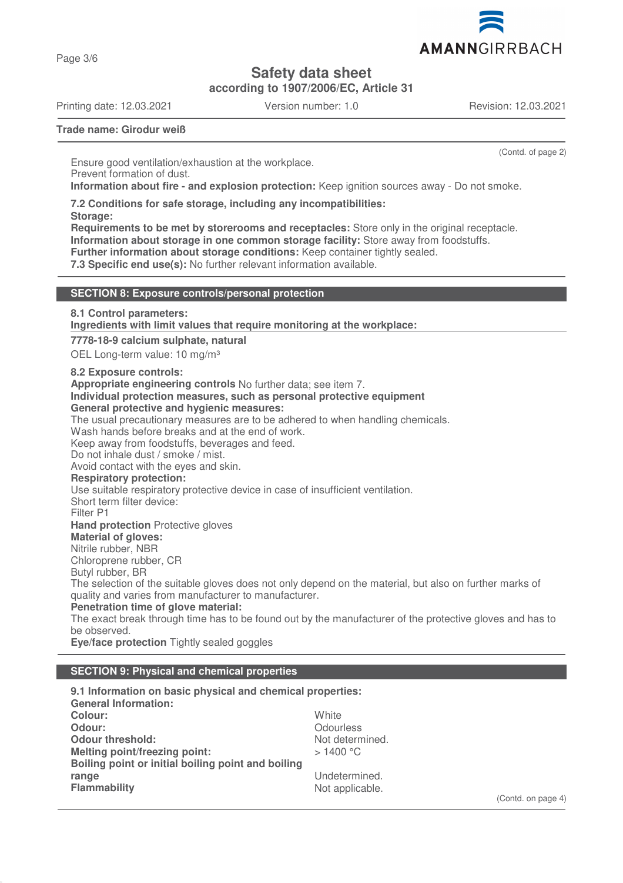# Safety data sheet

**according to 1907/2006/EC, Article 31**

Printing date: 12.03.2021 Version number: 1.0 Revision: 12.03.2021

**Trade name: Girodur weiß**

(Contd. of page 2)

Ensure good ventilation/exhaustion at the workplace.
Prevent formation of dust.
**Information about fire - and explosion protection:** Keep ignition sources away - Do not smoke.

**7.2 Conditions for safe storage, including any incompatibilities:**
**Storage:**
**Requirements to be met by storerooms and receptacles:** Store only in the original receptacle.
**Information about storage in one common storage facility:** Store away from foodstuffs.
**Further information about storage conditions:** Keep container tightly sealed.
**7.3 Specific end use(s):** No further relevant information available.

## SECTION 8: Exposure controls/personal protection

**8.1 Control parameters:**
**Ingredients with limit values that require monitoring at the workplace:**

**7778-18-9 calcium sulphate, natural**
OEL Long-term value: 10 mg/m³

**8.2 Exposure controls:**
**Appropriate engineering controls** No further data; see item 7.
**Individual protection measures, such as personal protective equipment**
**General protective and hygienic measures:**
The usual precautionary measures are to be adhered to when handling chemicals.
Wash hands before breaks and at the end of work.
Keep away from foodstuffs, beverages and feed.
Do not inhale dust / smoke / mist.
Avoid contact with the eyes and skin.
**Respiratory protection:**
Use suitable respiratory protective device in case of insufficient ventilation.
Short term filter device:
Filter P1
**Hand protection** Protective gloves
**Material of gloves:**
Nitrile rubber, NBR
Chloroprene rubber, CR
Butyl rubber, BR
The selection of the suitable gloves does not only depend on the material, but also on further marks of quality and varies from manufacturer to manufacturer.
**Penetration time of glove material:**
The exact break through time has to be found out by the manufacturer of the protective gloves and has to be observed.
**Eye/face protection** Tightly sealed goggles

## SECTION 9: Physical and chemical properties

**9.1 Information on basic physical and chemical properties:**
**General Information:**

| | |
|---|---|
| **Colour:** | White |
| **Odour:** | Odourless |
| **Odour threshold:** | Not determined. |
| **Melting point/freezing point:** | > 1400 °C |
| **Boiling point or initial boiling point and boiling range** | Undetermined. |
| **Flammability** | Not applicable. |

(Contd. on page 4)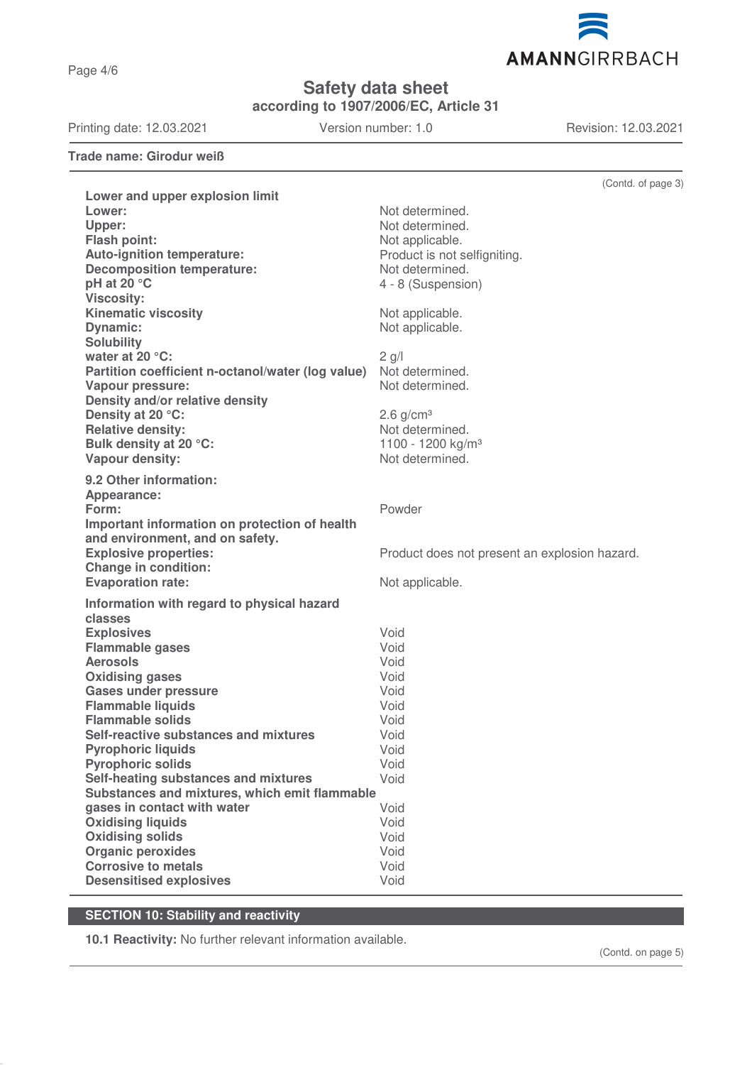**Trade name: Girodur weiß**

(Contd. of page 3)

| | |
|---|---|
| **Lower and upper explosion limit** | |
| **Lower:** | Not determined. |
| **Upper:** | Not determined. |
| **Flash point:** | Not applicable. |
| **Auto-ignition temperature:** | Product is not selfigniting. |
| **Decomposition temperature:** | Not determined. |
| **pH at 20 °C** | 4 - 8 (Suspension) |
| **Viscosity:** | |
| **Kinematic viscosity** | Not applicable. |
| **Dynamic:** | Not applicable. |
| **Solubility** | |
| **water at 20 °C:** | 2 g/l |
| **Partition coefficient n-octanol/water (log value)** | Not determined. |
| **Vapour pressure:** | Not determined. |
| **Density and/or relative density** | |
| **Density at 20 °C:** | 2.6 g/cm³ |
| **Relative density:** | Not determined. |
| **Bulk density at 20 °C:** | 1100 - 1200 kg/m³ |
| **Vapour density:** | Not determined. |

| | |
|---|---|
| **9.2 Other information:** | |
| **Appearance:** | |
| **Form:** | Powder |
| **Important information on protection of health and environment, and on safety.** | |
| **Explosive properties:** | Product does not present an explosion hazard. |
| **Change in condition:** | |
| **Evaporation rate:** | Not applicable. |

| | |
|---|---|
| **Information with regard to physical hazard classes** | |
| **Explosives** | Void |
| **Flammable gases** | Void |
| **Aerosols** | Void |
| **Oxidising gases** | Void |
| **Gases under pressure** | Void |
| **Flammable liquids** | Void |
| **Flammable solids** | Void |
| **Self-reactive substances and mixtures** | Void |
| **Pyrophoric liquids** | Void |
| **Pyrophoric solids** | Void |
| **Self-heating substances and mixtures** | Void |
| **Substances and mixtures, which emit flammable gases in contact with water** | Void |
| **Oxidising liquids** | Void |
| **Oxidising solids** | Void |
| **Organic peroxides** | Void |
| **Corrosive to metals** | Void |
| **Desensitised explosives** | Void |

## SECTION 10: Stability and reactivity

**10.1 Reactivity:** No further relevant information available.

(Contd. on page 5)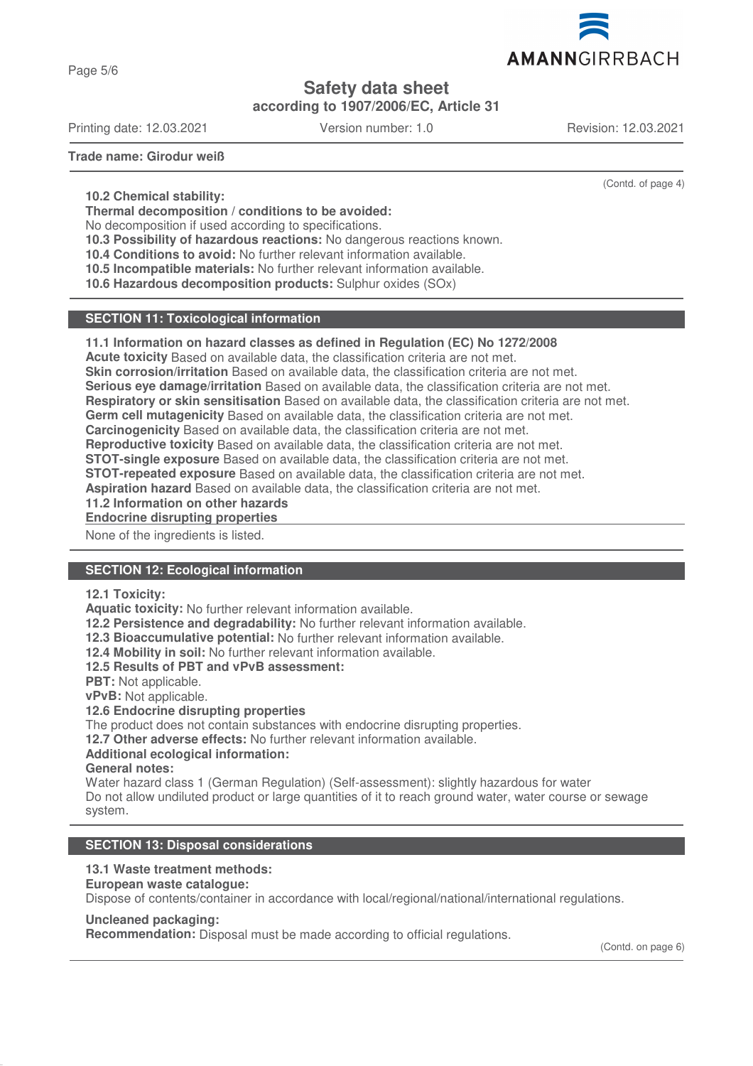**Trade name: Girodur weiß**

(Contd. of page 4)

**10.2 Chemical stability:**
**Thermal decomposition / conditions to be avoided:**
No decomposition if used according to specifications.
**10.3 Possibility of hazardous reactions:** No dangerous reactions known.
**10.4 Conditions to avoid:** No further relevant information available.
**10.5 Incompatible materials:** No further relevant information available.
**10.6 Hazardous decomposition products:** Sulphur oxides ($SO_x$)

## SECTION 11: Toxicological information

**11.1 Information on hazard classes as defined in Regulation (EC) No 1272/2008**
**Acute toxicity** Based on available data, the classification criteria are not met.
**Skin corrosion/irritation** Based on available data, the classification criteria are not met.
**Serious eye damage/irritation** Based on available data, the classification criteria are not met.
**Respiratory or skin sensitisation** Based on available data, the classification criteria are not met.
**Germ cell mutagenicity** Based on available data, the classification criteria are not met.
**Carcinogenicity** Based on available data, the classification criteria are not met.
**Reproductive toxicity** Based on available data, the classification criteria are not met.
**STOT-single exposure** Based on available data, the classification criteria are not met.
**STOT-repeated exposure** Based on available data, the classification criteria are not met.
**Aspiration hazard** Based on available data, the classification criteria are not met.
**11.2 Information on other hazards**
**Endocrine disrupting properties**
None of the ingredients is listed.

## SECTION 12: Ecological information

**12.1 Toxicity:**
**Aquatic toxicity:** No further relevant information available.
**12.2 Persistence and degradability:** No further relevant information available.
**12.3 Bioaccumulative potential:** No further relevant information available.
**12.4 Mobility in soil:** No further relevant information available.
**12.5 Results of PBT and vPvB assessment:**
**PBT:** Not applicable.
**vPvB:** Not applicable.
**12.6 Endocrine disrupting properties**
The product does not contain substances with endocrine disrupting properties.
**12.7 Other adverse effects:** No further relevant information available.
**Additional ecological information:**
**General notes:**
Water hazard class 1 (German Regulation) (Self-assessment): slightly hazardous for water
Do not allow undiluted product or large quantities of it to reach ground water, water course or sewage system.

## SECTION 13: Disposal considerations

**13.1 Waste treatment methods:**
**European waste catalogue:**
Dispose of contents/container in accordance with local/regional/national/international regulations.

**Uncleaned packaging:**
**Recommendation:** Disposal must be made according to official regulations.

(Contd. on page 6)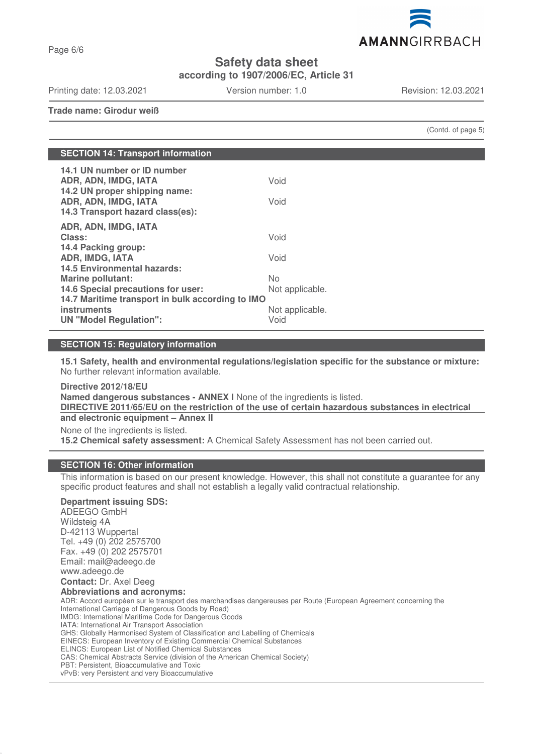**Trade name: Girodur weiß**

(Contd. of page 5)

## SECTION 14: Transport information

| | |
|---|---|
| **14.1 UN number or ID number** | |
| **ADR, ADN, IMDG, IATA** | Void |
| **14.2 UN proper shipping name:** | |
| **ADR, ADN, IMDG, IATA** | Void |
| **14.3 Transport hazard class(es):** | |
| **ADR, ADN, IMDG, IATA** | |
| **Class:** | Void |
| **14.4 Packing group:** | |
| **ADR, IMDG, IATA** | Void |
| **14.5 Environmental hazards:** | |
| **Marine pollutant:** | No |
| **14.6 Special precautions for user:** | Not applicable. |
| **14.7 Maritime transport in bulk according to IMO instruments** | Not applicable. |
| **UN "Model Regulation":** | Void |

## SECTION 15: Regulatory information

**15.1 Safety, health and environmental regulations/legislation specific for the substance or mixture:**
No further relevant information available.

**Directive 2012/18/EU**
**Named dangerous substances - ANNEX I** None of the ingredients is listed.
**DIRECTIVE 2011/65/EU on the restriction of the use of certain hazardous substances in electrical and electronic equipment – Annex II**

None of the ingredients is listed.
**15.2 Chemical safety assessment:** A Chemical Safety Assessment has not been carried out.

## SECTION 16: Other information

This information is based on our present knowledge. However, this shall not constitute a guarantee for any specific product features and shall not establish a legally valid contractual relationship.

**Department issuing SDS:**
ADEEGO GmbH
Wildsteig 4A
D-42113 Wuppertal
Tel. +49 (0) 202 2575700
Fax. +49 (0) 202 2575701
Email: mail@adeego.de
www.adeego.de
**Contact:** Dr. Axel Deeg
**Abbreviations and acronyms:**
ADR: Accord européen sur le transport des marchandises dangereuses par Route (European Agreement concerning the International Carriage of Dangerous Goods by Road)
IMDG: International Maritime Code for Dangerous Goods
IATA: International Air Transport Association
GHS: Globally Harmonised System of Classification and Labelling of Chemicals
EINECS: European Inventory of Existing Commercial Chemical Substances
ELINCS: European List of Notified Chemical Substances
CAS: Chemical Abstracts Service (division of the American Chemical Society)
PBT: Persistent, Bioaccumulative and Toxic
vPvB: very Persistent and very Bioaccumulative